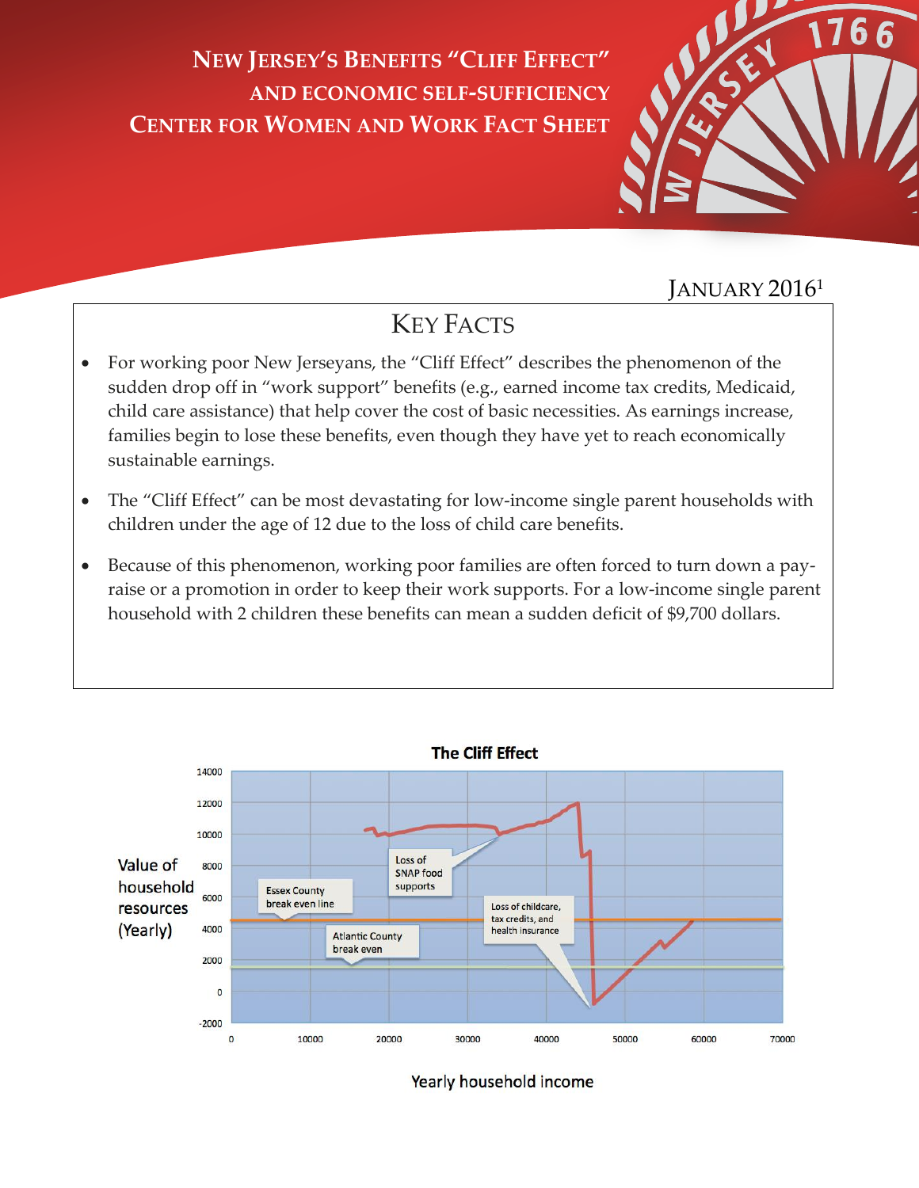# NEW JERSEY'S BENEFITS "CLIFF EFFECT" AND ECONOMIC SELF-SUFFICIENCY CENTER FOR WOMEN AND WORK FACT SHEET

JANUARY 2016[1]

## KEY FACTS

- For working poor New Jerseyans, the "Cliff Effect" describes the phenomenon of the sudden drop off in "work support" benefits (e.g., earned income tax credits, Medicaid, child care assistance) that help cover the cost of basic necessities. As earnings increase, families begin to lose these benefits, even though they have yet to reach economically sustainable earnings.
- The "Cliff Effect" can be most devastating for low-income single parent households with children under the age of 12 due to the loss of child care benefits.
- Because of this phenomenon, working poor families are often forced to turn down a pay-raise or a promotion in order to keep their work supports. For a low-income single parent household with 2 children these benefits can mean a sudden deficit of $9,700 dollars.

The Cliff Effect

Value of household resources (Yearly)

14000
12000
10000
8000
6000
4000
2000
0
-2000

0
10000
20000
30000
40000
50000
60000
70000

Yearly household income

Loss of SNAP food supports

Essex County break even line

Atlantic County break even

Loss of childcare, tax credits, and health insurance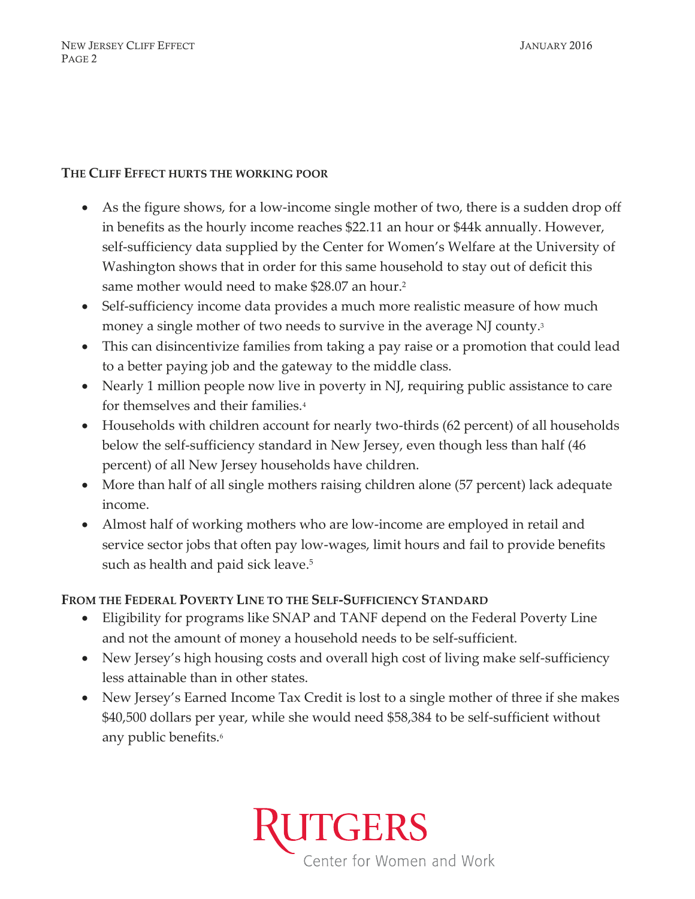## THE CLIFF EFFECT HURTS THE WORKING POOR

- As the figure shows, for a low-income single mother of two, there is a sudden drop off in benefits as the hourly income reaches $22.11 an hour or $44k annually. However, self-sufficiency data supplied by the Center for Women's Welfare at the University of Washington shows that in order for this same household to stay out of deficit this same mother would need to make $28.07 an hour.[2]
- Self-sufficiency income data provides a much more realistic measure of how much money a single mother of two needs to survive in the average NJ county.[3]
- This can disincentivize families from taking a pay raise or a promotion that could lead to a better paying job and the gateway to the middle class.
- Nearly 1 million people now live in poverty in NJ, requiring public assistance to care for themselves and their families.[4]
- Households with children account for nearly two-thirds (62 percent) of all households below the self-sufficiency standard in New Jersey, even though less than half (46 percent) of all New Jersey households have children.
- More than half of all single mothers raising children alone (57 percent) lack adequate income.
- Almost half of working mothers who are low-income are employed in retail and service sector jobs that often pay low-wages, limit hours and fail to provide benefits such as health and paid sick leave.[5]

## FROM THE FEDERAL POVERTY LINE TO THE SELF-SUFFICIENCY STANDARD

- Eligibility for programs like SNAP and TANF depend on the Federal Poverty Line and not the amount of money a household needs to be self-sufficient.
- New Jersey's high housing costs and overall high cost of living make self-sufficiency less attainable than in other states.
- New Jersey's Earned Income Tax Credit is lost to a single mother of three if she makes $40,500 dollars per year, while she would need $58,384 to be self-sufficient without any public benefits.[6]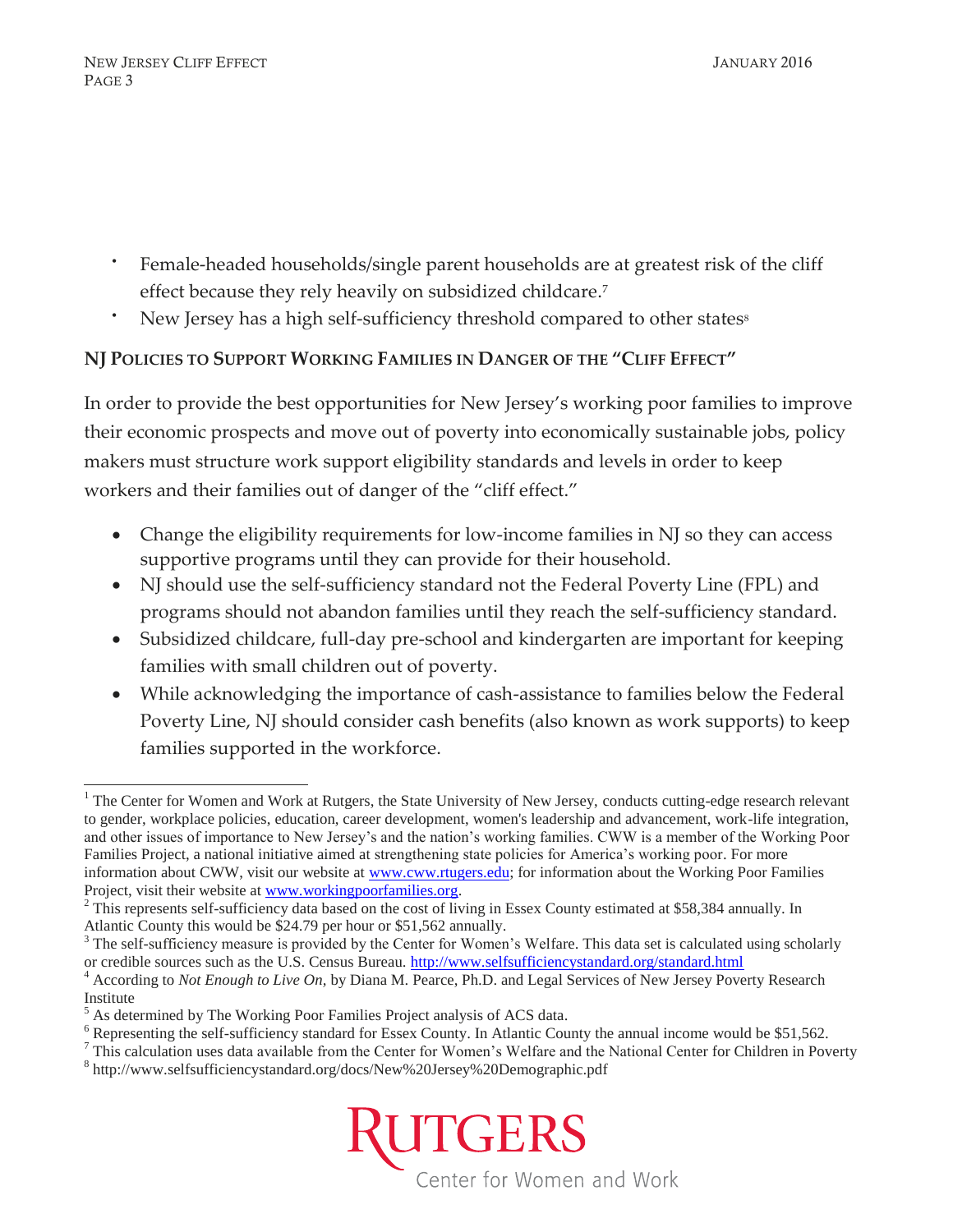- Female-headed households/single parent households are at greatest risk of the cliff effect because they rely heavily on subsidized childcare.[7]
- New Jersey has a high self-sufficiency threshold compared to other states[8]

## NJ Policies to Support Working Families in Danger of the "Cliff Effect"

In order to provide the best opportunities for New Jersey's working poor families to improve their economic prospects and move out of poverty into economically sustainable jobs, policy makers must structure work support eligibility standards and levels in order to keep workers and their families out of danger of the "cliff effect."

- Change the eligibility requirements for low-income families in NJ so they can access supportive programs until they can provide for their household.
- NJ should use the self-sufficiency standard not the Federal Poverty Line (FPL) and programs should not abandon families until they reach the self-sufficiency standard.
- Subsidized childcare, full-day pre-school and kindergarten are important for keeping families with small children out of poverty.
- While acknowledging the importance of cash-assistance to families below the Federal Poverty Line, NJ should consider cash benefits (also known as work supports) to keep families supported in the workforce.

---

[1] The Center for Women and Work at Rutgers, the State University of New Jersey, conducts cutting-edge research relevant to gender, workplace policies, education, career development, women's leadership and advancement, work-life integration, and other issues of importance to New Jersey's and the nation's working families. CWW is a member of the Working Poor Families Project, a national initiative aimed at strengthening state policies for America's working poor. For more information about CWW, visit our website at [www.cww.rtugers.edu](www.cww.rtugers.edu); for information about the Working Poor Families Project, visit their website at [www.workingpoorfamilies.org](www.workingpoorfamilies.org).

[2] This represents self-sufficiency data based on the cost of living in Essex County estimated at $58,384 annually. In Atlantic County this would be $24.79 per hour or $51,562 annually.

[3] The self-sufficiency measure is provided by the Center for Women's Welfare. This data set is calculated using scholarly or credible sources such as the U.S. Census Bureau. [http://www.selfsufficiencystandard.org/standard.html](http://www.selfsufficiencystandard.org/standard.html)

[4] According to *Not Enough to Live On*, by Diana M. Pearce, Ph.D. and Legal Services of New Jersey Poverty Research Institute

[5] As determined by The Working Poor Families Project analysis of ACS data.

[6] Representing the self-sufficiency standard for Essex County. In Atlantic County the annual income would be $51,562.

[7] This calculation uses data available from the Center for Women's Welfare and the National Center for Children in Poverty

[8] http://www.selfsufficiencystandard.org/docs/New%20Jersey%20Demographic.pdf

Rutgers
Center for Women and Work